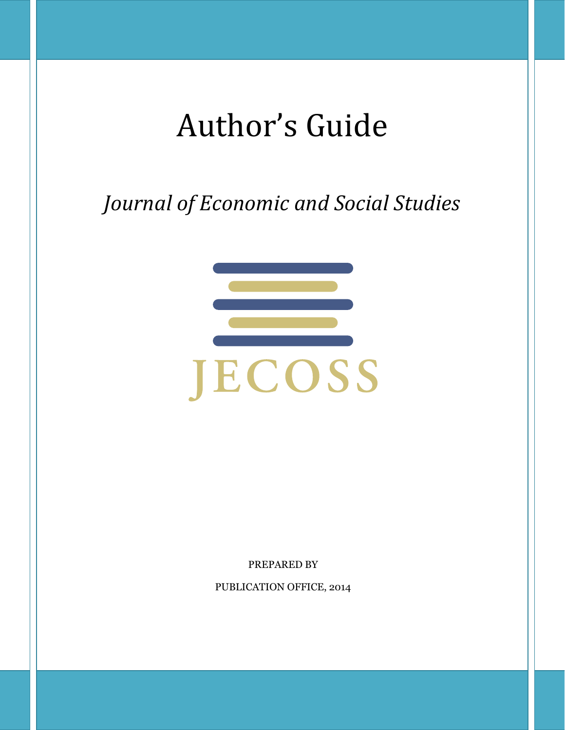# Author's Guide

## *Journal of Economic and Social Studies*

JECOSS

PREPARED BY

PUBLICATION OFFICE, 2014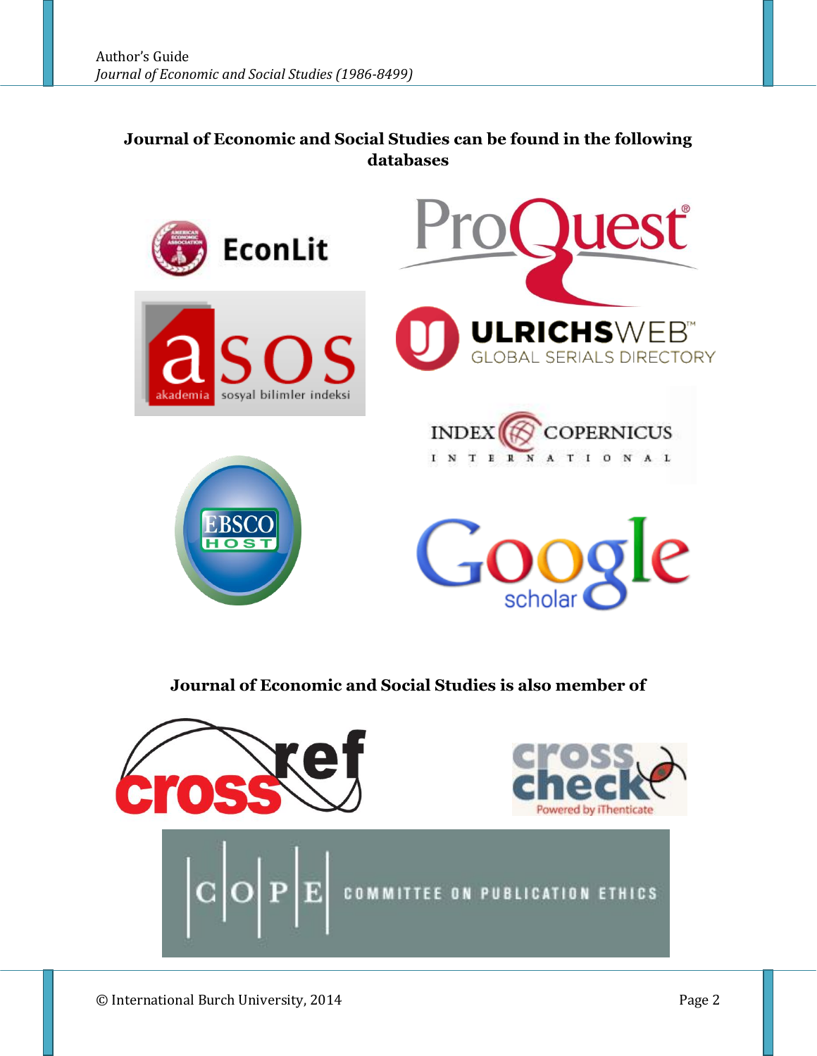**Journal of Economic and Social Studies can be found in the following databases**

**Journal of Economic and Social Studies is also member of**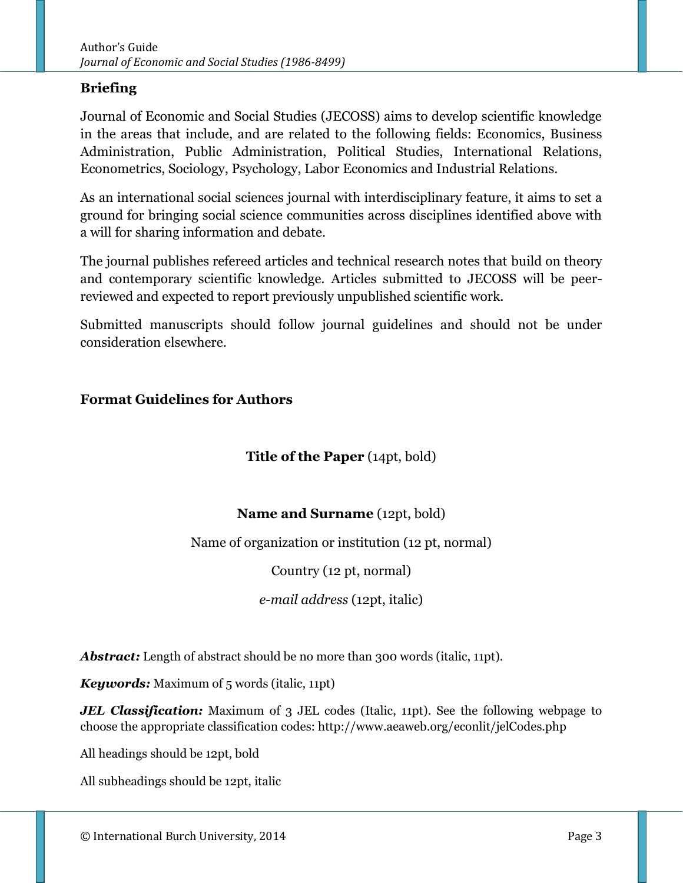## Briefing

Journal of Economic and Social Studies (JECOSS) aims to develop scientific knowledge in the areas that include, and are related to the following fields: Economics, Business Administration, Public Administration, Political Studies, International Relations, Econometrics, Sociology, Psychology, Labor Economics and Industrial Relations.

As an international social sciences journal with interdisciplinary feature, it aims to set a ground for bringing social science communities across disciplines identified above with a will for sharing information and debate.

The journal publishes refereed articles and technical research notes that build on theory and contemporary scientific knowledge. Articles submitted to JECOSS will be peer-reviewed and expected to report previously unpublished scientific work.

Submitted manuscripts should follow journal guidelines and should not be under consideration elsewhere.

## Format Guidelines for Authors

**Title of the Paper** (14pt, bold)

**Name and Surname** (12pt, bold)

Name of organization or institution (12 pt, normal)

Country (12 pt, normal)

*e-mail address* (12pt, italic)

***Abstract:*** Length of abstract should be no more than 300 words (italic, 11pt).

***Keywords:*** Maximum of 5 words (italic, 11pt)

***JEL Classification:*** Maximum of 3 JEL codes (Italic, 11pt). See the following webpage to choose the appropriate classification codes: http://www.aeaweb.org/econlit/jelCodes.php

All headings should be 12pt, bold

All subheadings should be 12pt, italic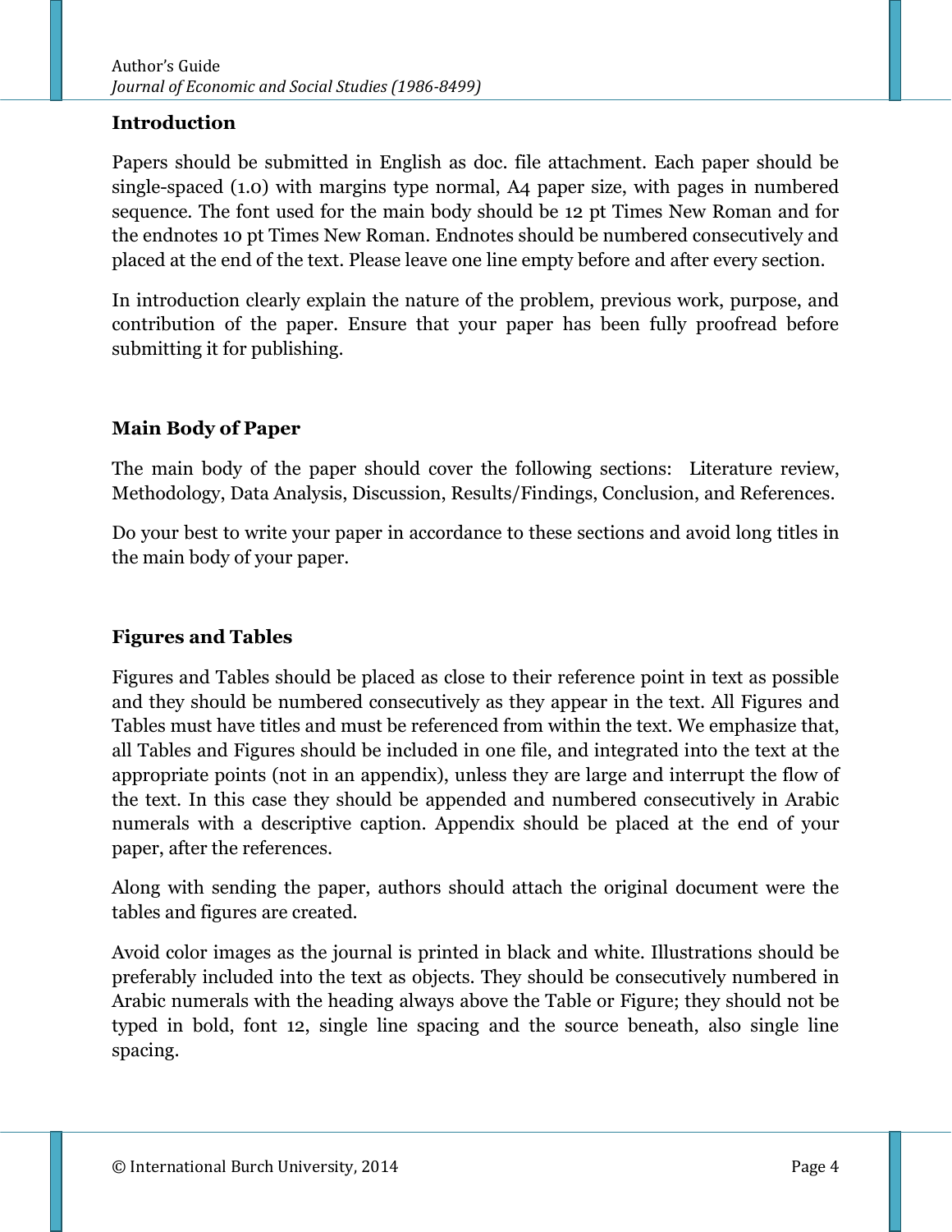## Introduction

Papers should be submitted in English as doc. file attachment. Each paper should be single-spaced (1.0) with margins type normal, A4 paper size, with pages in numbered sequence. The font used for the main body should be 12 pt Times New Roman and for the endnotes 10 pt Times New Roman. Endnotes should be numbered consecutively and placed at the end of the text. Please leave one line empty before and after every section.

In introduction clearly explain the nature of the problem, previous work, purpose, and contribution of the paper. Ensure that your paper has been fully proofread before submitting it for publishing.

## Main Body of Paper

The main body of the paper should cover the following sections: Literature review, Methodology, Data Analysis, Discussion, Results/Findings, Conclusion, and References.

Do your best to write your paper in accordance to these sections and avoid long titles in the main body of your paper.

## Figures and Tables

Figures and Tables should be placed as close to their reference point in text as possible and they should be numbered consecutively as they appear in the text. All Figures and Tables must have titles and must be referenced from within the text. We emphasize that, all Tables and Figures should be included in one file, and integrated into the text at the appropriate points (not in an appendix), unless they are large and interrupt the flow of the text. In this case they should be appended and numbered consecutively in Arabic numerals with a descriptive caption. Appendix should be placed at the end of your paper, after the references.

Along with sending the paper, authors should attach the original document were the tables and figures are created.

Avoid color images as the journal is printed in black and white. Illustrations should be preferably included into the text as objects. They should be consecutively numbered in Arabic numerals with the heading always above the Table or Figure; they should not be typed in bold, font 12, single line spacing and the source beneath, also single line spacing.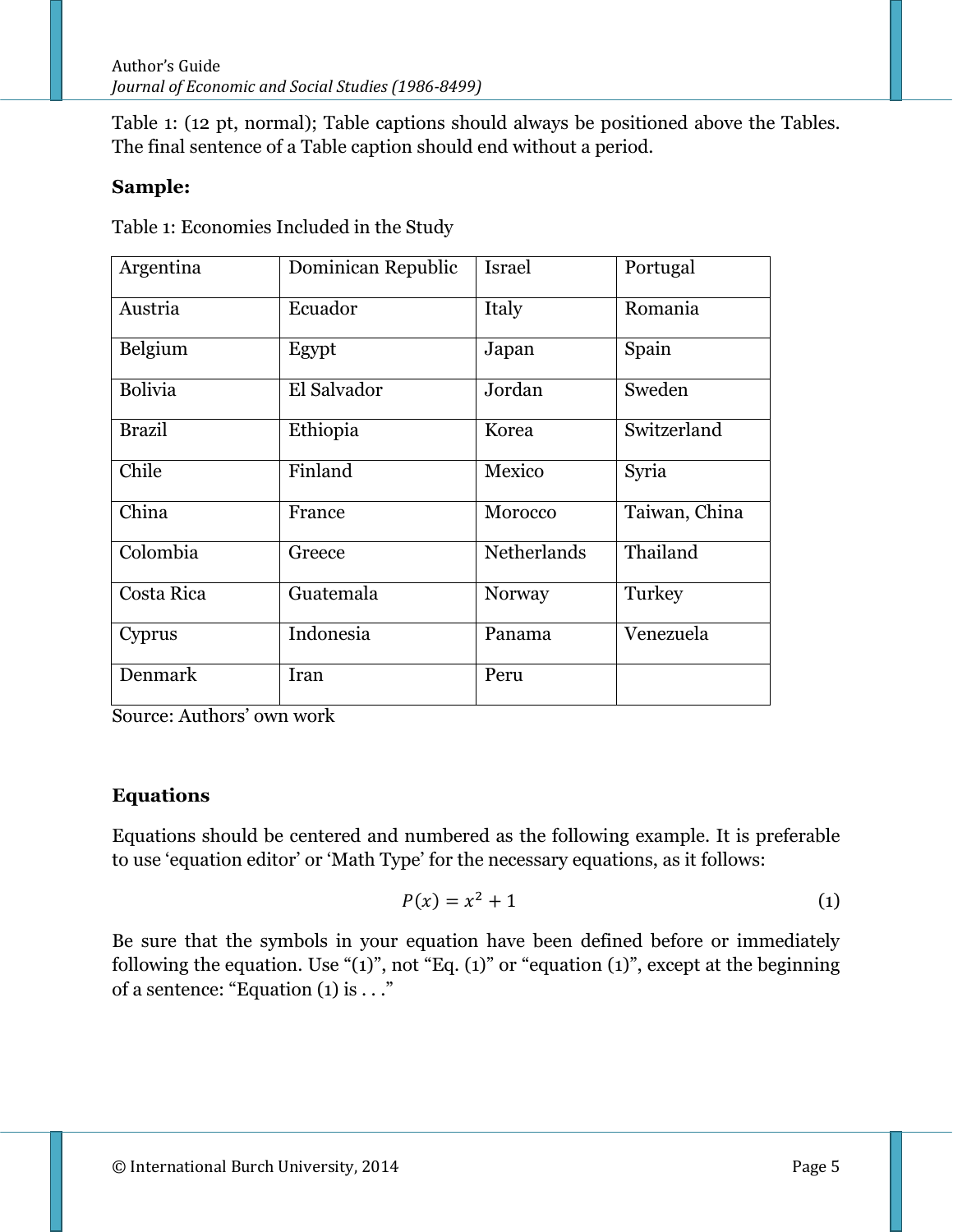Table 1: (12 pt, normal); Table captions should always be positioned above the Tables. The final sentence of a Table caption should end without a period.

**Sample:**

Table 1: Economies Included in the Study

| | | | |
|---|---|---|---|
| Argentina | Dominican Republic | Israel | Portugal |
| Austria | Ecuador | Italy | Romania |
| Belgium | Egypt | Japan | Spain |
| Bolivia | El Salvador | Jordan | Sweden |
| Brazil | Ethiopia | Korea | Switzerland |
| Chile | Finland | Mexico | Syria |
| China | France | Morocco | Taiwan, China |
| Colombia | Greece | Netherlands | Thailand |
| Costa Rica | Guatemala | Norway | Turkey |
| Cyprus | Indonesia | Panama | Venezuela |
| Denmark | Iran | Peru | |

Source: Authors' own work

**Equations**

Equations should be centered and numbered as the following example. It is preferable to use 'equation editor' or 'Math Type' for the necessary equations, as it follows:

$$P(x) = x^2 + 1 \tag{1}$$

Be sure that the symbols in your equation have been defined before or immediately following the equation. Use "(1)", not "Eq. (1)" or "equation (1)", except at the beginning of a sentence: "Equation (1) is . . ."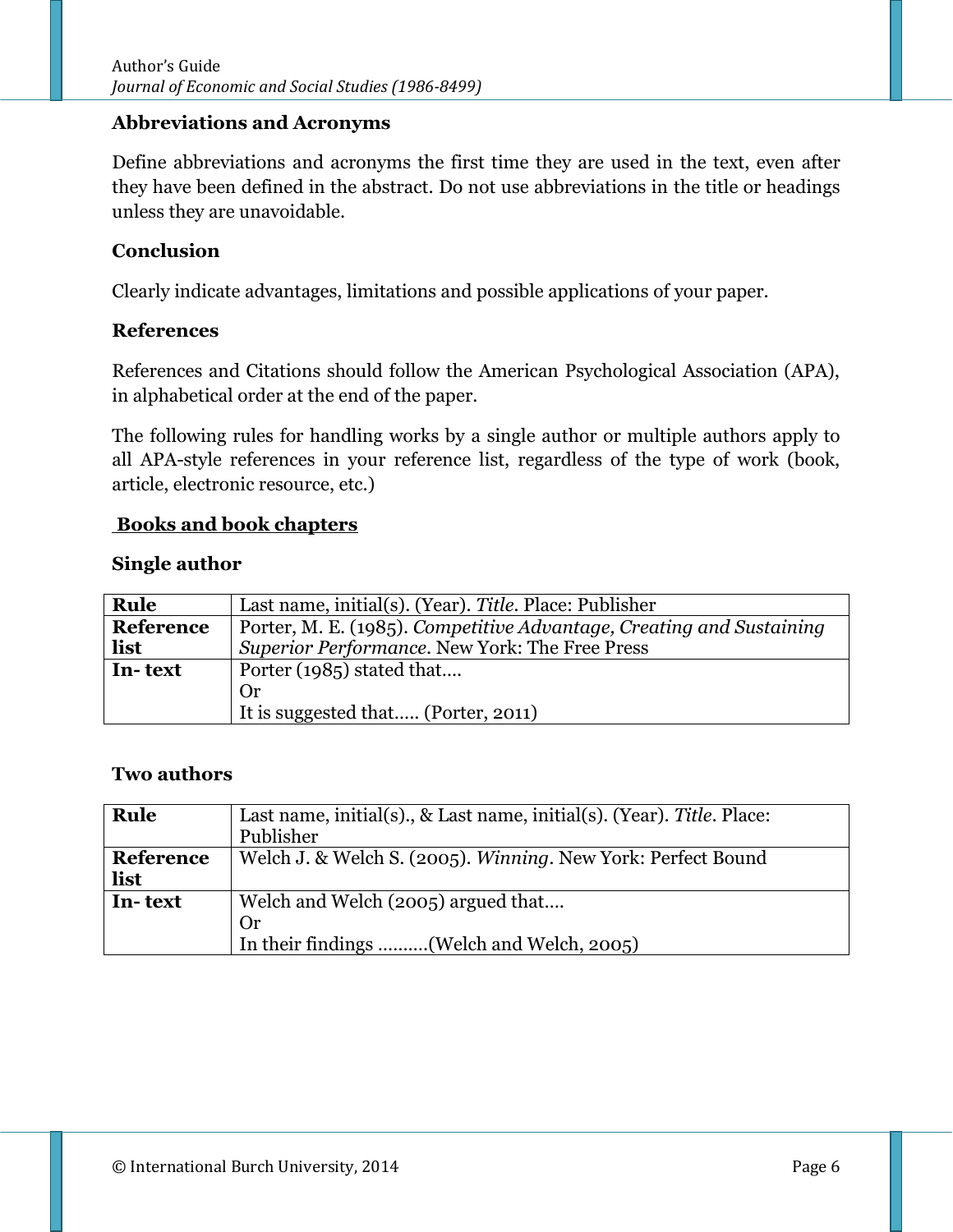**Abbreviations and Acronyms**

Define abbreviations and acronyms the first time they are used in the text, even after they have been defined in the abstract. Do not use abbreviations in the title or headings unless they are unavoidable.

**Conclusion**

Clearly indicate advantages, limitations and possible applications of your paper.

**References**

References and Citations should follow the American Psychological Association (APA), in alphabetical order at the end of the paper.

The following rules for handling works by a single author or multiple authors apply to all APA-style references in your reference list, regardless of the type of work (book, article, electronic resource, etc.)

**<u>Books and book chapters</u>**

**Single author**

| **Rule** | Last name, initial(s). (Year). *Title*. Place: Publisher |
|---|---|
| **Reference list** | Porter, M. E. (1985). *Competitive Advantage, Creating and Sustaining Superior Performance*. New York: The Free Press |
| **In- text** | Porter (1985) stated that…. <br> Or <br> It is suggested that….. (Porter, 2011) |

**Two authors**

| **Rule** | Last name, initial(s)., & Last name, initial(s). (Year). *Title*. Place: Publisher |
|---|---|
| **Reference list** | Welch J. & Welch S. (2005). *Winning*. New York: Perfect Bound |
| **In- text** | Welch and Welch (2005) argued that…. <br> Or <br> In their findings ……….(Welch and Welch, 2005) |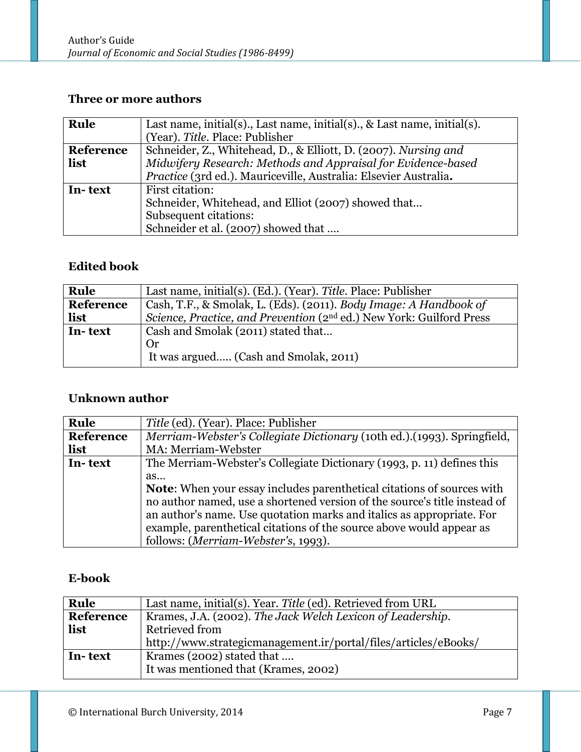### Three or more authors

| | |
|---|---|
| **Rule** | Last name, initial(s)., Last name, initial(s)., & Last name, initial(s). (Year). *Title*. Place: Publisher |
| **Reference list** | Schneider, Z., Whitehead, D., & Elliott, D. (2007). *Nursing and Midwifery Research: Methods and Appraisal for Evidence-based Practice* (3rd ed.). Mauriceville, Australia: Elsevier Australia**.** |
| **In- text** | First citation:<br>Schneider, Whitehead, and Elliot (2007) showed that…<br>Subsequent citations:<br>Schneider et al. (2007) showed that …. |

### Edited book

| | |
|---|---|
| **Rule** | Last name, initial(s). (Ed.). (Year). *Title*. Place: Publisher |
| **Reference list** | Cash, T.F., & Smolak, L. (Eds). (2011). *Body Image: A Handbook of Science, Practice, and Prevention* (2nd ed.) New York: Guilford Press |
| **In- text** | Cash and Smolak (2011) stated that…<br>Or<br>It was argued….. (Cash and Smolak, 2011) |

### Unknown author

| | |
|---|---|
| **Rule** | *Title* (ed). (Year). Place: Publisher |
| **Reference list** | *Merriam-Webster's Collegiate Dictionary* (10th ed.).(1993). Springfield, MA: Merriam-Webster |
| **In- text** | The Merriam-Webster's Collegiate Dictionary (1993, p. 11) defines this as…<br>**Note**: When your essay includes parenthetical citations of sources with no author named, use a shortened version of the source's title instead of an author's name. Use quotation marks and italics as appropriate. For example, parenthetical citations of the source above would appear as follows: (*Merriam-Webster's*, 1993). |

### E-book

| | |
|---|---|
| **Rule** | Last name, initial(s). Year. *Title* (ed). Retrieved from URL |
| **Reference list** | Krames, J.A. (2002). *The Jack Welch Lexicon of Leadership*. Retrieved from http://www.strategicmanagement.ir/portal/files/articles/eBooks/ |
| **In- text** | Krames (2002) stated that ….<br>It was mentioned that (Krames, 2002) |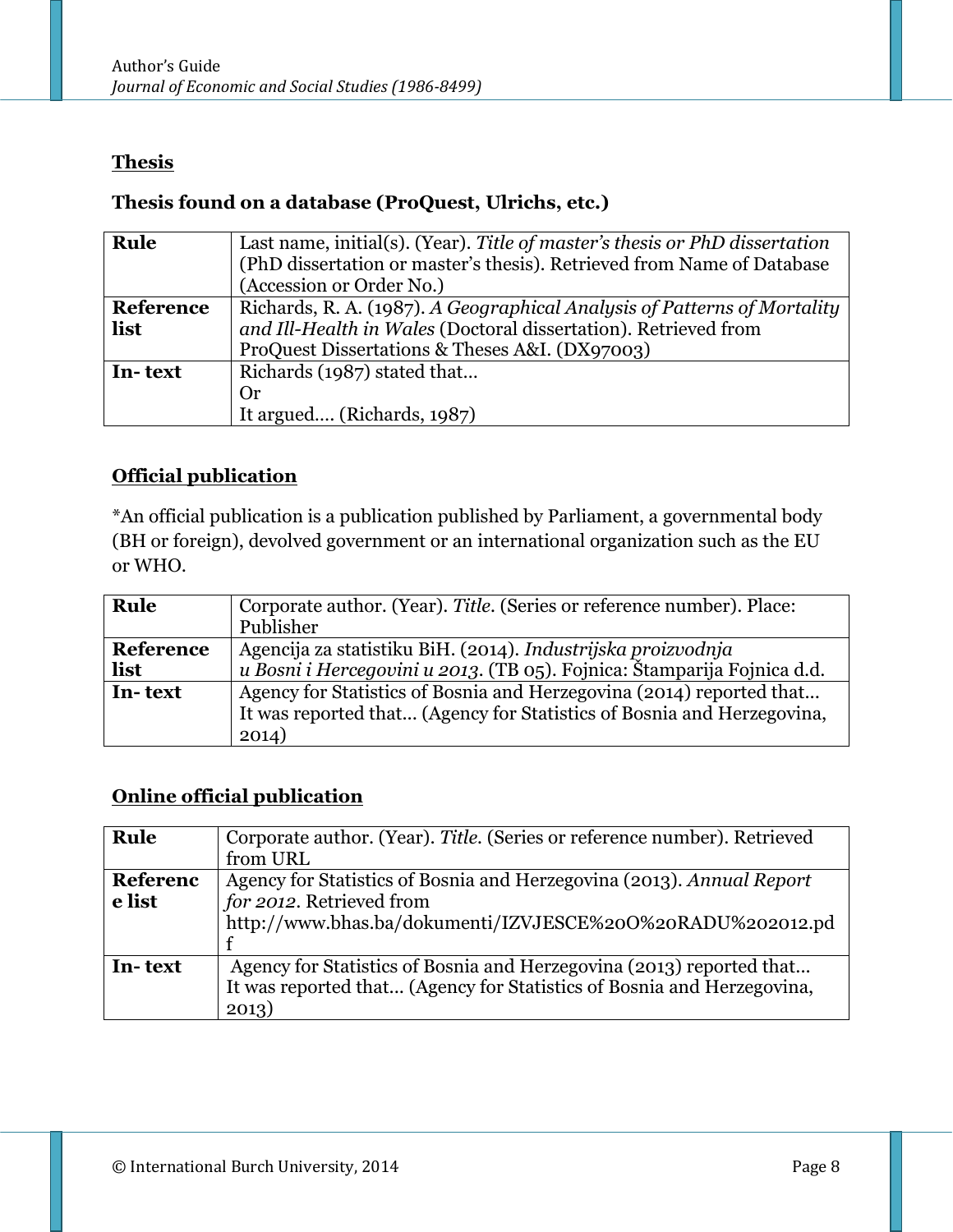**Thesis**

**Thesis found on a database (ProQuest, Ulrichs, etc.)**

| | |
|---|---|
| **Rule** | Last name, initial(s). (Year). *Title of master's thesis or PhD dissertation* (PhD dissertation or master's thesis). Retrieved from Name of Database (Accession or Order No.) |
| **Reference list** | Richards, R. A. (1987). *A Geographical Analysis of Patterns of Mortality and Ill-Health in Wales* (Doctoral dissertation). Retrieved from ProQuest Dissertations & Theses A&I. (DX97003) |
| **In- text** | Richards (1987) stated that… <br> Or <br> It argued…. (Richards, 1987) |

**Official publication**

*An official publication is a publication published by Parliament, a governmental body (BH or foreign), devolved government or an international organization such as the EU or WHO.

| | |
|---|---|
| **Rule** | Corporate author. (Year). *Title.* (Series or reference number). Place: Publisher |
| **Reference list** | Agencija za statistiku BiH. (2014). *Industrijska proizvodnja u Bosni i Hercegovini u 2013.* (TB 05). Fojnica: Štamparija Fojnica d.d. |
| **In- text** | Agency for Statistics of Bosnia and Herzegovina (2014) reported that… <br> It was reported that… (Agency for Statistics of Bosnia and Herzegovina, 2014) |

**Online official publication**

| | |
|---|---|
| **Rule** | Corporate author. (Year). *Title.* (Series or reference number). Retrieved from URL |
| **Reference list** | Agency for Statistics of Bosnia and Herzegovina (2013). *Annual Report for 2012.* Retrieved from http://www.bhas.ba/dokumenti/IZVJESCE%20O%20RADU%202012.pdf |
| **In- text** | Agency for Statistics of Bosnia and Herzegovina (2013) reported that… <br> It was reported that… (Agency for Statistics of Bosnia and Herzegovina, 2013) |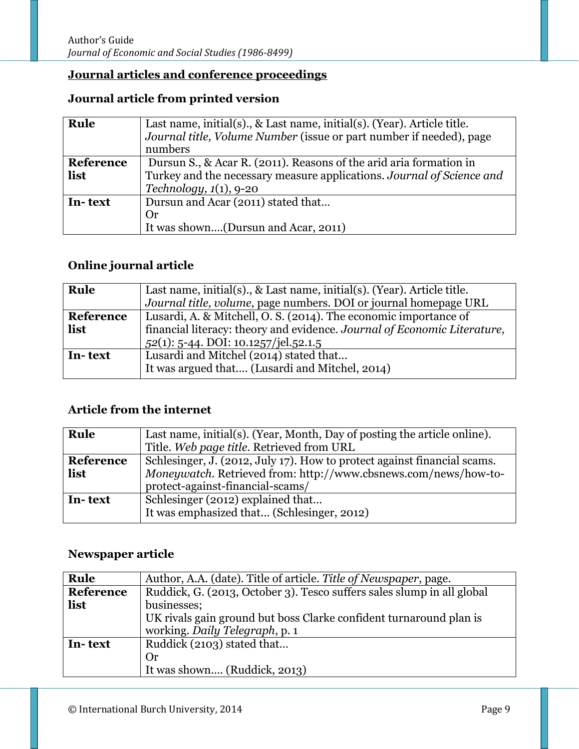## Journal articles and conference proceedings

### Journal article from printed version

| **Rule** | Last name, initial(s)., & Last name, initial(s). (Year). Article title. *Journal title, Volume Number* (issue or part number if needed), page numbers |
|---|---|
| **Reference list** | Dursun S., & Acar R. (2011). Reasons of the arid aria formation in Turkey and the necessary measure applications. *Journal of Science and Technology, 1*(1), 9-20 |
| **In- text** | Dursun and Acar (2011) stated that…<br>Or<br>It was shown….(Dursun and Acar, 2011) |

### Online journal article

| **Rule** | Last name, initial(s)., & Last name, initial(s). (Year). Article title. *Journal title, volume,* page numbers. DOI or journal homepage URL |
|---|---|
| **Reference list** | Lusardi, A. & Mitchell, O. S. (2014). The economic importance of financial literacy: theory and evidence. *Journal of Economic Literature, 52*(1): 5-44. DOI: 10.1257/jel.52.1.5 |
| **In- text** | Lusardi and Mitchel (2014) stated that…<br>It was argued that…. (Lusardi and Mitchel, 2014) |

### Article from the internet

| **Rule** | Last name, initial(s). (Year, Month, Day of posting the article online). Title. *Web page title*. Retrieved from URL |
|---|---|
| **Reference list** | Schlesinger, J. (2012, July 17). How to protect against financial scams. *Moneywatch*. Retrieved from: http://www.cbsnews.com/news/how-to-protect-against-financial-scams/ |
| **In- text** | Schlesinger (2012) explained that…<br>It was emphasized that… (Schlesinger, 2012) |

### Newspaper article

| **Rule** | Author, A.A. (date). Title of article. *Title of Newspaper*, page. |
|---|---|
| **Reference list** | Ruddick, G. (2013, October 3). Tesco suffers sales slump in all global businesses;<br>UK rivals gain ground but boss Clarke confident turnaround plan is working. *Daily Telegraph*, p. 1 |
| **In- text** | Ruddick (2103) stated that…<br>Or<br>It was shown…. (Ruddick, 2013) |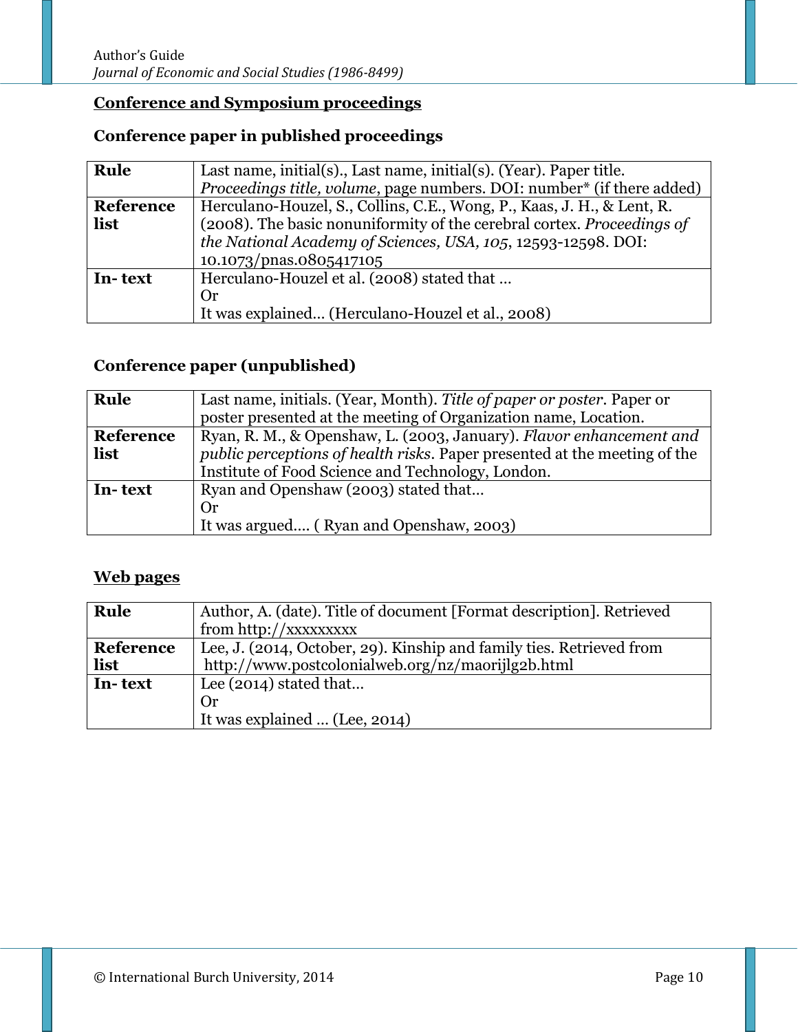## Conference and Symposium proceedings

### Conference paper in published proceedings

| | |
|---|---|
| **Rule** | Last name, initial(s)., Last name, initial(s). (Year). Paper title. *Proceedings title, volume*, page numbers. DOI: number* (if there added) |
| **Reference list** | Herculano-Houzel, S., Collins, C.E., Wong, P., Kaas, J. H., & Lent, R. (2008). The basic nonuniformity of the cerebral cortex. *Proceedings of the National Academy of Sciences, USA, 105*, 12593-12598. DOI: 10.1073/pnas.0805417105 |
| **In- text** | Herculano-Houzel et al. (2008) stated that … <br> Or <br> It was explained… (Herculano-Houzel et al., 2008) |

### Conference paper (unpublished)

| | |
|---|---|
| **Rule** | Last name, initials. (Year, Month). *Title of paper or poster*. Paper or poster presented at the meeting of Organization name, Location. |
| **Reference list** | Ryan, R. M., & Openshaw, L. (2003, January). *Flavor enhancement and public perceptions of health risks*. Paper presented at the meeting of the Institute of Food Science and Technology, London. |
| **In- text** | Ryan and Openshaw (2003) stated that… <br> Or <br> It was argued…. ( Ryan and Openshaw, 2003) |

## Web pages

| | |
|---|---|
| **Rule** | Author, A. (date). Title of document [Format description]. Retrieved from http://xxxxxxxxx |
| **Reference list** | Lee, J. (2014, October, 29). Kinship and family ties. Retrieved from http://www.postcolonialweb.org/nz/maorijlg2b.html |
| **In- text** | Lee (2014) stated that… <br> Or <br> It was explained … (Lee, 2014) |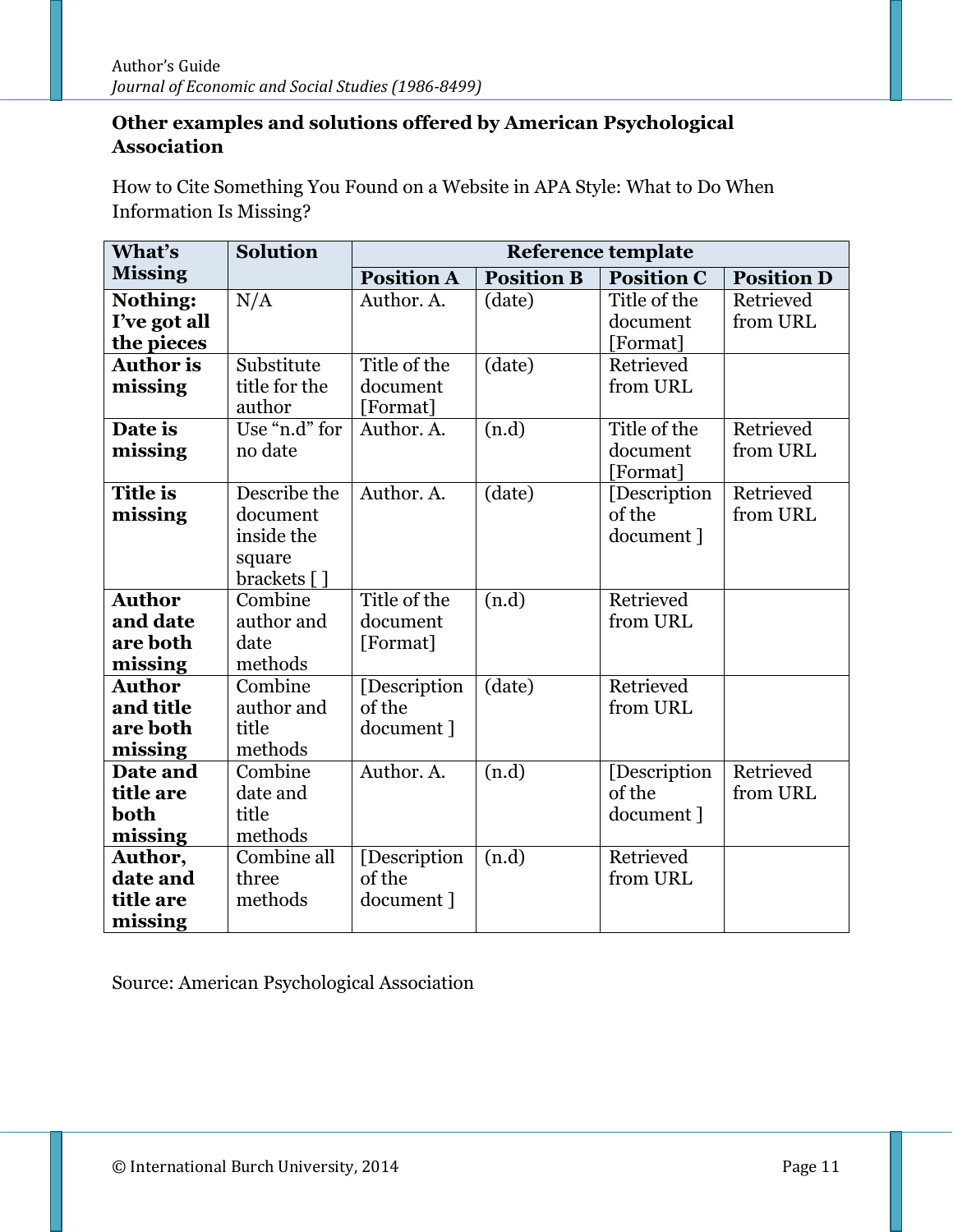**Other examples and solutions offered by American Psychological Association**

How to Cite Something You Found on a Website in APA Style: What to Do When Information Is Missing?

| What's Missing | Solution | Reference template | | | |
|---|---|---|---|---|---|
| | | Position A | Position B | Position C | Position D |
| **Nothing: I've got all the pieces** | N/A | Author. A. | (date) | Title of the document [Format] | Retrieved from URL |
| **Author is missing** | Substitute title for the author | Title of the document [Format] | (date) | Retrieved from URL | |
| **Date is missing** | Use "n.d" for no date | Author. A. | (n.d) | Title of the document [Format] | Retrieved from URL |
| **Title is missing** | Describe the document inside the square brackets [ ] | Author. A. | (date) | [Description of the document ] | Retrieved from URL |
| **Author and date are both missing** | Combine author and date methods | Title of the document [Format] | (n.d) | Retrieved from URL | |
| **Author and title are both missing** | Combine author and title methods | [Description of the document ] | (date) | Retrieved from URL | |
| **Date and title are both missing** | Combine date and title methods | Author. A. | (n.d) | [Description of the document ] | Retrieved from URL |
| **Author, date and title are missing** | Combine all three methods | [Description of the document ] | (n.d) | Retrieved from URL | |

Source: American Psychological Association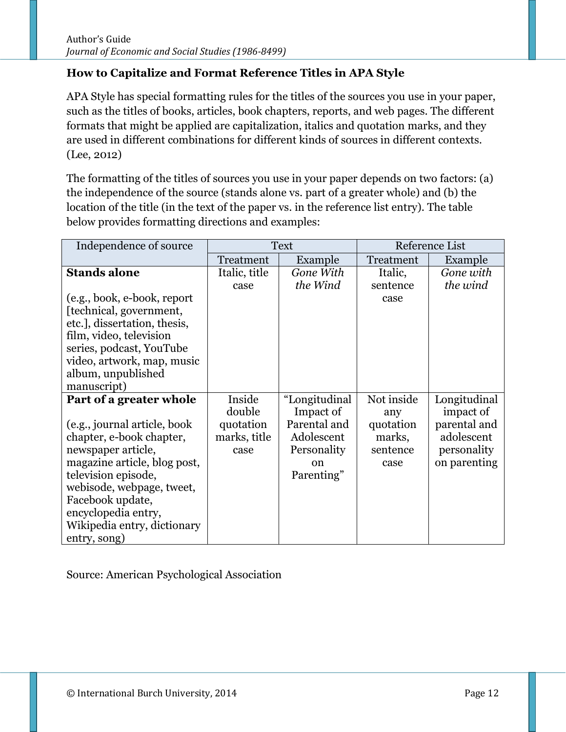**How to Capitalize and Format Reference Titles in APA Style**

APA Style has special formatting rules for the titles of the sources you use in your paper, such as the titles of books, articles, book chapters, reports, and web pages. The different formats that might be applied are capitalization, italics and quotation marks, and they are used in different combinations for different kinds of sources in different contexts. (Lee, 2012)

The formatting of the titles of sources you use in your paper depends on two factors: (a) the independence of the source (stands alone vs. part of a greater whole) and (b) the location of the title (in the text of the paper vs. in the reference list entry). The table below provides formatting directions and examples:

| Independence of source | Text | | Reference List | |
|---|---|---|---|---|
| | Treatment | Example | Treatment | Example |
| **Stands alone**<br><br>(e.g., book, e-book, report [technical, government, etc.], dissertation, thesis, film, video, television series, podcast, YouTube video, artwork, map, music album, unpublished manuscript) | Italic, title case | *Gone With the Wind* | Italic, sentence case | *Gone with the wind* |
| **Part of a greater whole**<br><br>(e.g., journal article, book chapter, e-book chapter, newspaper article, magazine article, blog post, television episode, webisode, webpage, tweet, Facebook update, encyclopedia entry, Wikipedia entry, dictionary entry, song) | Inside double quotation marks, title case | "Longitudinal Impact of Parental and Adolescent Personality on Parenting" | Not inside any quotation marks, sentence case | Longitudinal impact of parental and adolescent personality on parenting |

Source: American Psychological Association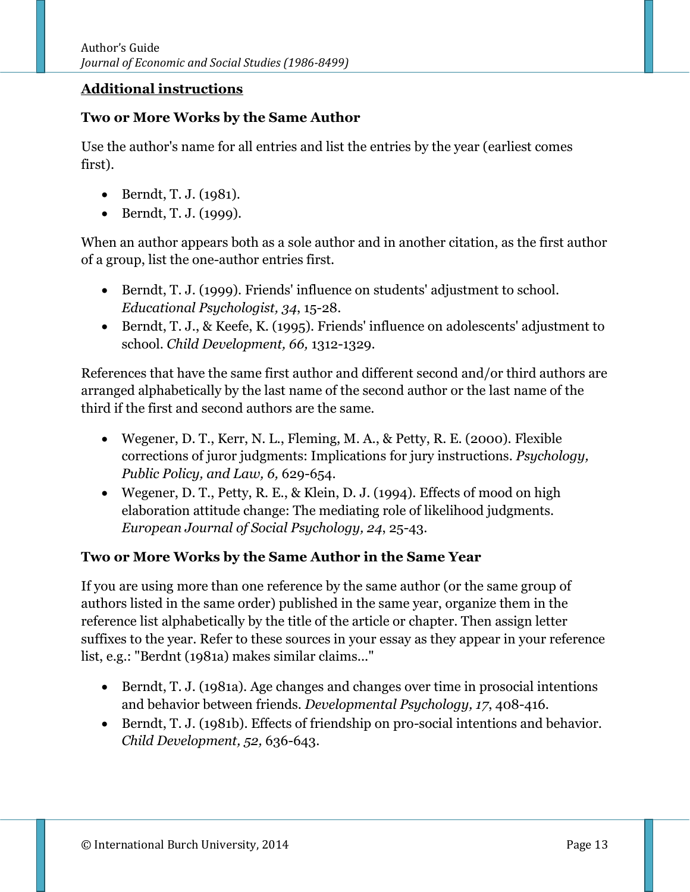## Additional instructions

### Two or More Works by the Same Author

Use the author's name for all entries and list the entries by the year (earliest comes first).

- Berndt, T. J. (1981).
- Berndt, T. J. (1999).

When an author appears both as a sole author and in another citation, as the first author of a group, list the one-author entries first.

- Berndt, T. J. (1999). Friends' influence on students' adjustment to school. *Educational Psychologist, 34*, 15-28.
- Berndt, T. J., & Keefe, K. (1995). Friends' influence on adolescents' adjustment to school. *Child Development, 66,* 1312-1329.

References that have the same first author and different second and/or third authors are arranged alphabetically by the last name of the second author or the last name of the third if the first and second authors are the same.

- Wegener, D. T., Kerr, N. L., Fleming, M. A., & Petty, R. E. (2000). Flexible corrections of juror judgments: Implications for jury instructions. *Psychology, Public Policy, and Law, 6,* 629-654.
- Wegener, D. T., Petty, R. E., & Klein, D. J. (1994). Effects of mood on high elaboration attitude change: The mediating role of likelihood judgments. *European Journal of Social Psychology, 24*, 25-43.

### Two or More Works by the Same Author in the Same Year

If you are using more than one reference by the same author (or the same group of authors listed in the same order) published in the same year, organize them in the reference list alphabetically by the title of the article or chapter. Then assign letter suffixes to the year. Refer to these sources in your essay as they appear in your reference list, e.g.: "Berdnt (1981a) makes similar claims..."

- Berndt, T. J. (1981a). Age changes and changes over time in prosocial intentions and behavior between friends. *Developmental Psychology, 17*, 408-416.
- Berndt, T. J. (1981b). Effects of friendship on pro-social intentions and behavior. *Child Development, 52,* 636-643.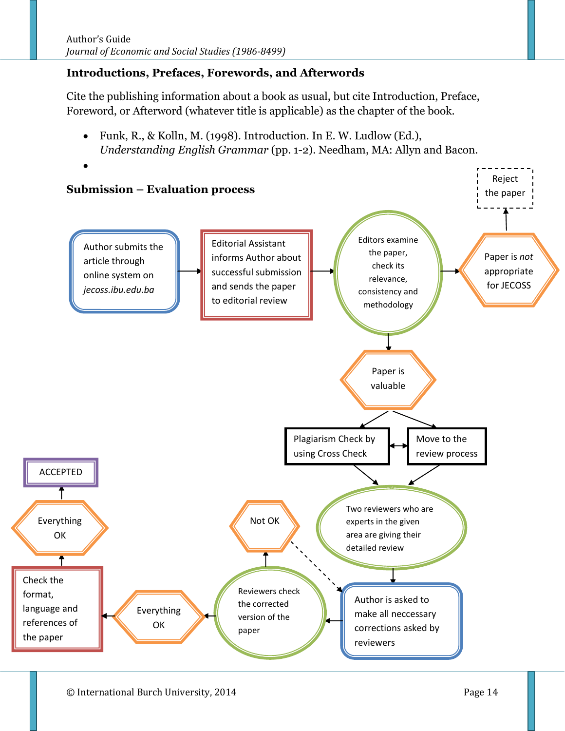### Introductions, Prefaces, Forewords, and Afterwords

Cite the publishing information about a book as usual, but cite Introduction, Preface, Foreword, or Afterword (whatever title is applicable) as the chapter of the book.

- Funk, R., & Kolln, M. (1998). Introduction. In E. W. Ludlow (Ed.), *Understanding English Grammar* (pp. 1-2). Needham, MA: Allyn and Bacon.
-

### Submission – Evaluation process

Author submits the article through online system on *jecoss.ibu.edu.ba*

Editorial Assistant informs Author about successful submission and sends the paper to editorial review

Editors examine the paper, check its relevance, consistency and methodology

Paper is *not* appropriate for JECOSS

Reject the paper

Paper is valuable

Plagiarism Check by using Cross Check

Move to the review process

Two reviewers who are experts in the given area are giving their detailed review

Author is asked to make all neccessary corrections asked by reviewers

Reviewers check the corrected version of the paper

Not OK

Everything OK

Check the format, language and references of the paper

Everything OK

ACCEPTED